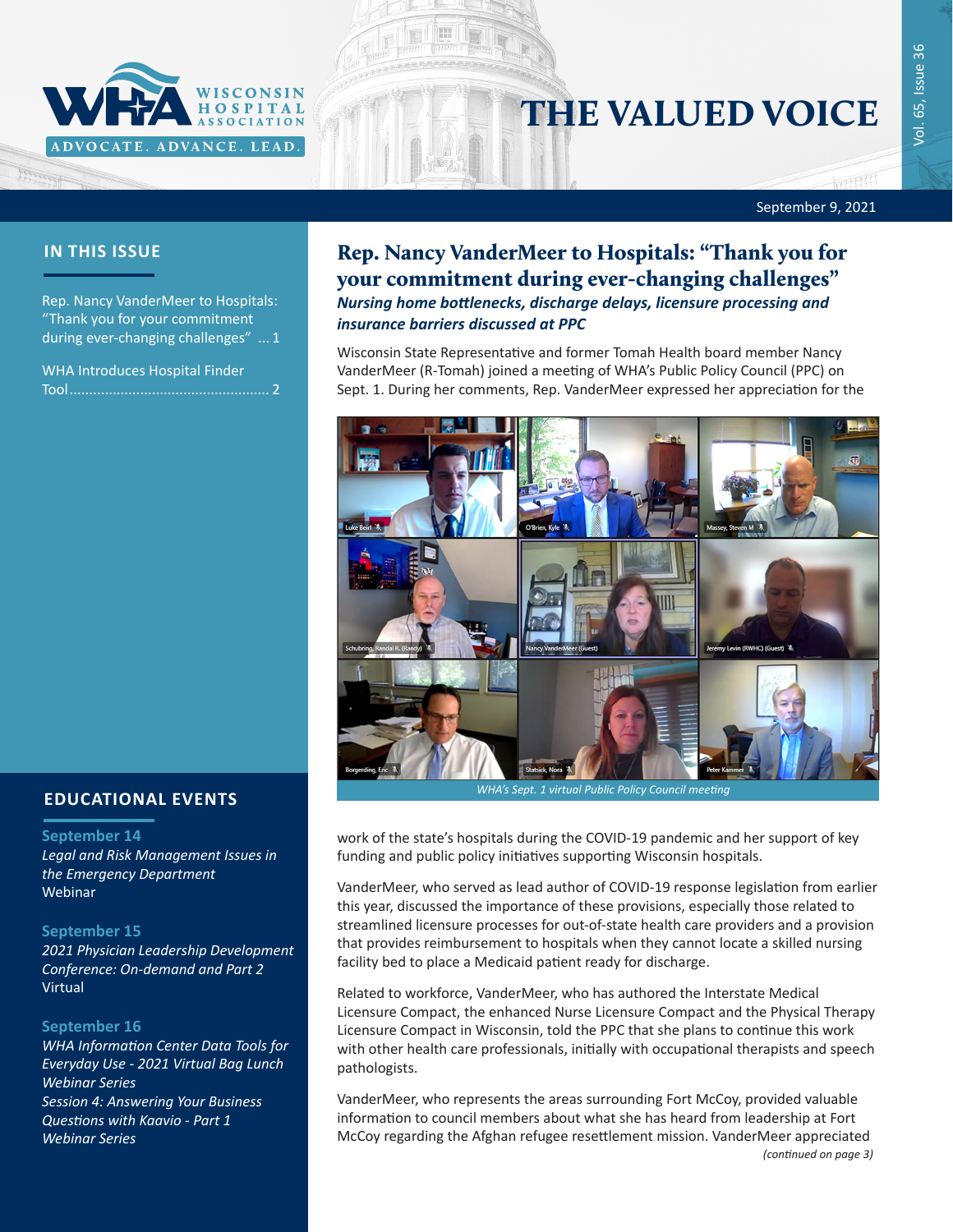# THE VALUED VOICE

September 9, 2021

## IN THIS ISSUE

Rep. Nancy VanderMeer to Hospitals: "Thank you for your commitment during ever-changing challenges" ... 1

WHA Introduces Hospital Finder Tool ... 2

## EDUCATIONAL EVENTS

**September 14**
*Legal and Risk Management Issues in the Emergency Department*
Webinar

**September 15**
*2021 Physician Leadership Development Conference: On-demand and Part 2*
Virtual

**September 16**
*WHA Information Center Data Tools for Everyday Use - 2021 Virtual Bag Lunch Webinar Series*
*Session 4: Answering Your Business Questions with Kaavio - Part 1*
*Webinar Series*

# Rep. Nancy VanderMeer to Hospitals: "Thank you for your commitment during ever-changing challenges"

***Nursing home bottlenecks, discharge delays, licensure processing and insurance barriers discussed at PPC***

Wisconsin State Representative and former Tomah Health board member Nancy VanderMeer (R-Tomah) joined a meeting of WHA's Public Policy Council (PPC) on Sept. 1. During her comments, Rep. VanderMeer expressed her appreciation for the work of the state's hospitals during the COVID-19 pandemic and her support of key funding and public policy initiatives supporting Wisconsin hospitals.

*WHA's Sept. 1 virtual Public Policy Council meeting*

VanderMeer, who served as lead author of COVID-19 response legislation from earlier this year, discussed the importance of these provisions, especially those related to streamlined licensure processes for out-of-state health care providers and a provision that provides reimbursement to hospitals when they cannot locate a skilled nursing facility bed to place a Medicaid patient ready for discharge.

Related to workforce, VanderMeer, who has authored the Interstate Medical Licensure Compact, the enhanced Nurse Licensure Compact and the Physical Therapy Licensure Compact in Wisconsin, told the PPC that she plans to continue this work with other health care professionals, initially with occupational therapists and speech pathologists.

VanderMeer, who represents the areas surrounding Fort McCoy, provided valuable information to council members about what she has heard from leadership at Fort McCoy regarding the Afghan refugee resettlement mission. VanderMeer appreciated

*(continued on page 3)*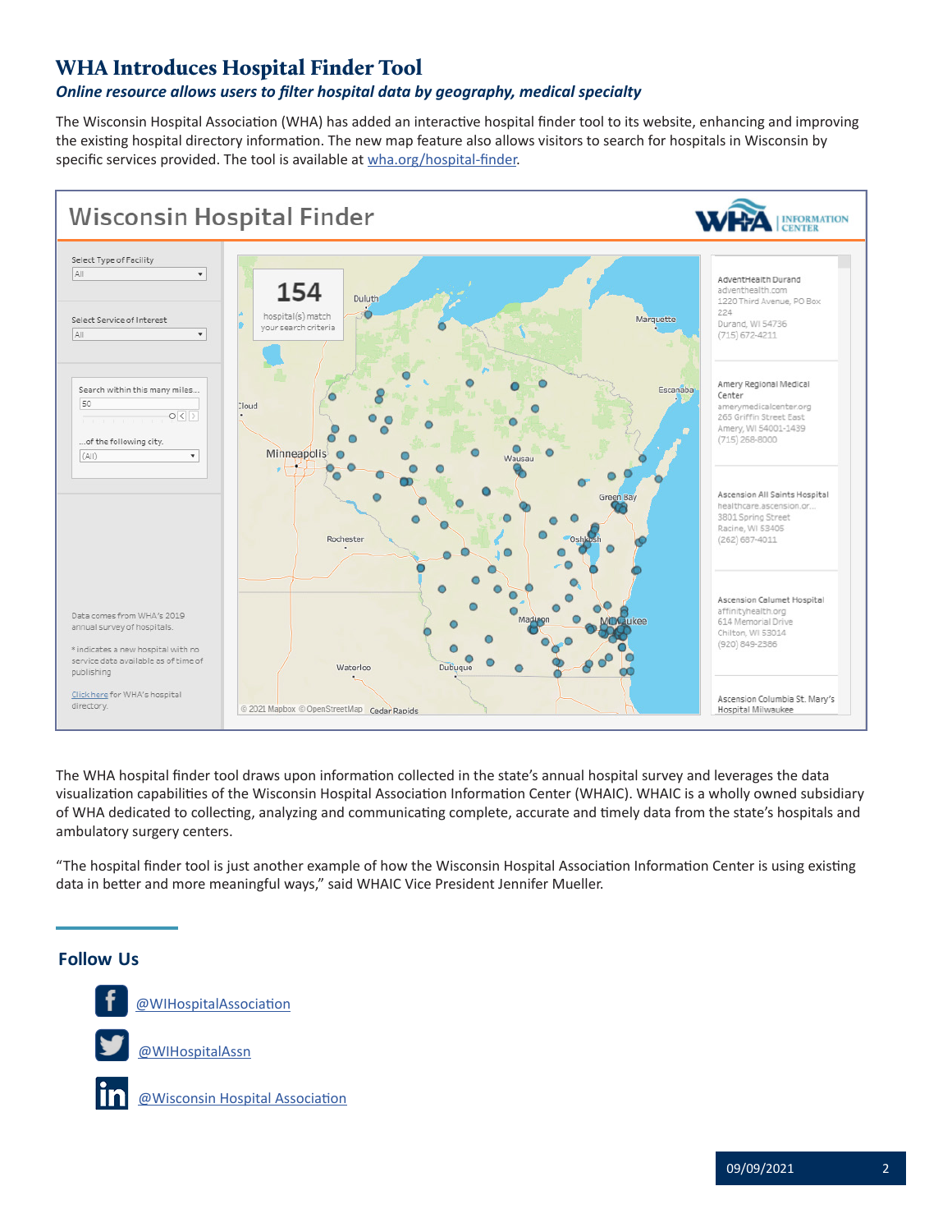# WHA Introduces Hospital Finder Tool

***Online resource allows users to filter hospital data by geography, medical specialty***

The Wisconsin Hospital Association (WHA) has added an interactive hospital finder tool to its website, enhancing and improving the existing hospital directory information. The new map feature also allows visitors to search for hospitals in Wisconsin by specific services provided. The tool is available at [wha.org/hospital-finder](wha.org/hospital-finder).

The WHA hospital finder tool draws upon information collected in the state's annual hospital survey and leverages the data visualization capabilities of the Wisconsin Hospital Association Information Center (WHAIC). WHAIC is a wholly owned subsidiary of WHA dedicated to collecting, analyzing and communicating complete, accurate and timely data from the state's hospitals and ambulatory surgery centers.

"The hospital finder tool is just another example of how the Wisconsin Hospital Association Information Center is using existing data in better and more meaningful ways," said WHAIC Vice President Jennifer Mueller.

## Follow Us

[@WIHospitalAssociation]()

[@WIHospitalAssn]()

[@Wisconsin Hospital Association]()

09/09/2021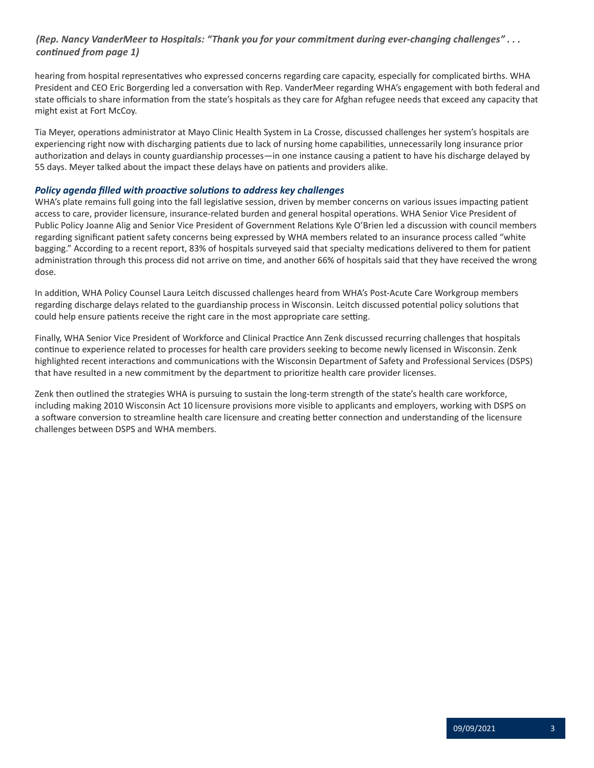*(Rep. Nancy VanderMeer to Hospitals: "Thank you for your commitment during ever-changing challenges" . . . continued from page 1)*

hearing from hospital representatives who expressed concerns regarding care capacity, especially for complicated births. WHA President and CEO Eric Borgerding led a conversation with Rep. VanderMeer regarding WHA's engagement with both federal and state officials to share information from the state's hospitals as they care for Afghan refugee needs that exceed any capacity that might exist at Fort McCoy.

Tia Meyer, operations administrator at Mayo Clinic Health System in La Crosse, discussed challenges her system's hospitals are experiencing right now with discharging patients due to lack of nursing home capabilities, unnecessarily long insurance prior authorization and delays in county guardianship processes—in one instance causing a patient to have his discharge delayed by 55 days. Meyer talked about the impact these delays have on patients and providers alike.

### *Policy agenda filled with proactive solutions to address key challenges*

WHA's plate remains full going into the fall legislative session, driven by member concerns on various issues impacting patient access to care, provider licensure, insurance-related burden and general hospital operations. WHA Senior Vice President of Public Policy Joanne Alig and Senior Vice President of Government Relations Kyle O'Brien led a discussion with council members regarding significant patient safety concerns being expressed by WHA members related to an insurance process called "white bagging." According to a recent report, 83% of hospitals surveyed said that specialty medications delivered to them for patient administration through this process did not arrive on time, and another 66% of hospitals said that they have received the wrong dose.

In addition, WHA Policy Counsel Laura Leitch discussed challenges heard from WHA's Post-Acute Care Workgroup members regarding discharge delays related to the guardianship process in Wisconsin. Leitch discussed potential policy solutions that could help ensure patients receive the right care in the most appropriate care setting.

Finally, WHA Senior Vice President of Workforce and Clinical Practice Ann Zenk discussed recurring challenges that hospitals continue to experience related to processes for health care providers seeking to become newly licensed in Wisconsin. Zenk highlighted recent interactions and communications with the Wisconsin Department of Safety and Professional Services (DSPS) that have resulted in a new commitment by the department to prioritize health care provider licenses.

Zenk then outlined the strategies WHA is pursuing to sustain the long-term strength of the state's health care workforce, including making 2010 Wisconsin Act 10 licensure provisions more visible to applicants and employers, working with DSPS on a software conversion to streamline health care licensure and creating better connection and understanding of the licensure challenges between DSPS and WHA members.